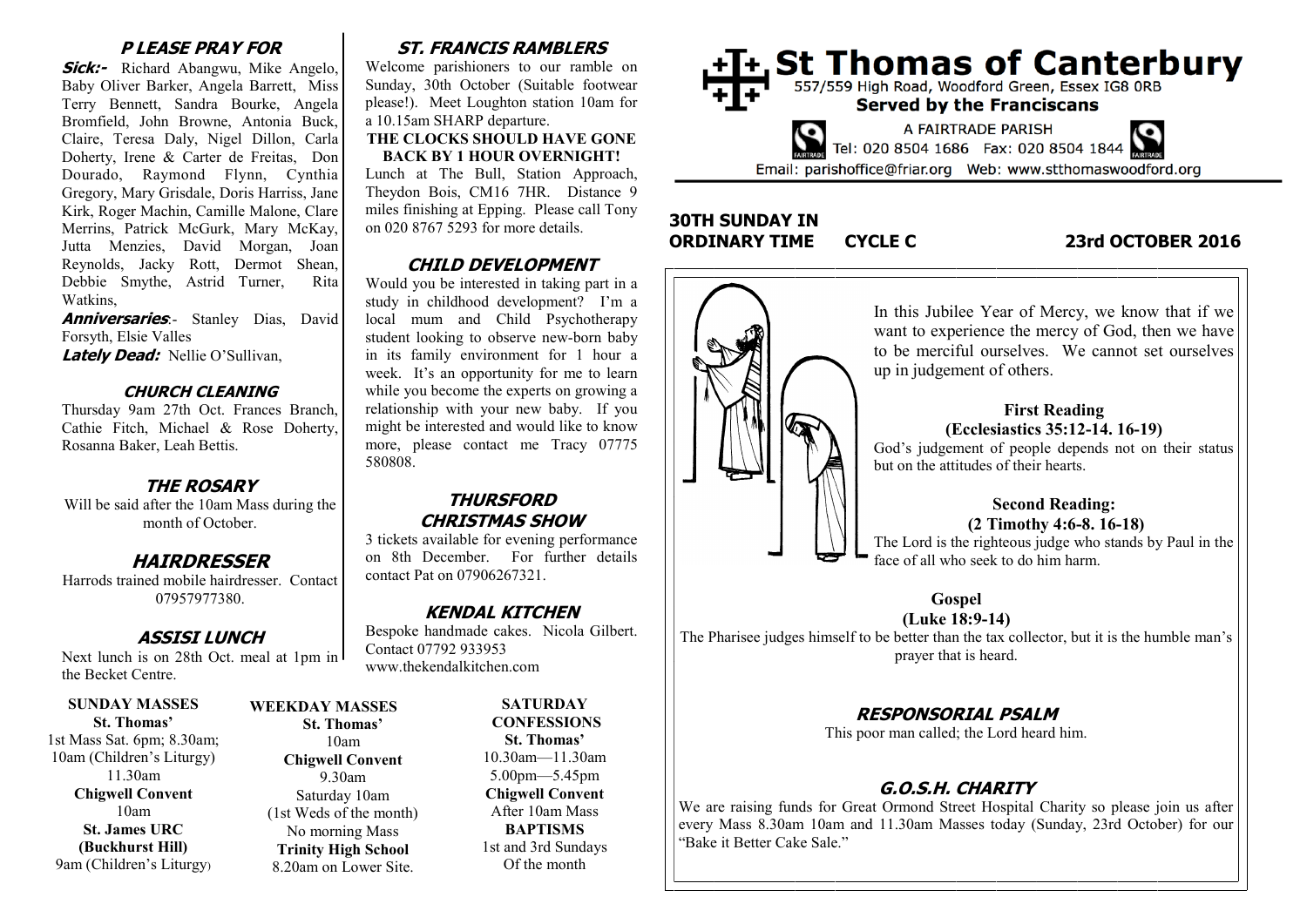# St Thomas of Canterbury

557/559 High Road, Woodford Green, Essex IG8 0RB

**Served by the Franciscans**

A FAIRTRADE PARISH

Tel: 020 8504 1686 Fax: 020 8504 1844

Email: parishoffice@friar.org Web: www.stthomaswoodford.org

## 30TH SUNDAY IN ORDINARY TIME CYCLE C 23rd OCTOBER 2016

In this Jubilee Year of Mercy, we know that if we want to experience the mercy of God, then we have to be merciful ourselves. We cannot set ourselves up in judgement of others.

**First Reading**
**(Ecclesiastics 35:12-14. 16-19)**

God's judgement of people depends not on their status but on the attitudes of their hearts.

**Second Reading:**
**(2 Timothy 4:6-8. 16-18)**

The Lord is the righteous judge who stands by Paul in the face of all who seek to do him harm.

**Gospel**
**(Luke 18:9-14)**

The Pharisee judges himself to be better than the tax collector, but it is the humble man's prayer that is heard.

### RESPONSORIAL PSALM

This poor man called; the Lord heard him.

### G.O.S.H. CHARITY

We are raising funds for Great Ormond Street Hospital Charity so please join us after every Mass 8.30am 10am and 11.30am Masses today (Sunday, 23rd October) for our "Bake it Better Cake Sale."

### PLEASE PRAY FOR

***Sick:-*** Richard Abangwu, Mike Angelo, Baby Oliver Barker, Angela Barrett, Miss Terry Bennett, Sandra Bourke, Angela Bromfield, John Browne, Antonia Buck, Claire, Teresa Daly, Nigel Dillon, Carla Doherty, Irene & Carter de Freitas, Don Dourado, Raymond Flynn, Cynthia Gregory, Mary Grisdale, Doris Harriss, Jane Kirk, Roger Machin, Camille Malone, Clare Merrins, Patrick McGurk, Mary McKay, Jutta Menzies, David Morgan, Joan Reynolds, Jacky Rott, Dermot Shean, Debbie Smythe, Astrid Turner, Rita Watkins,

***Anniversaries***:- Stanley Dias, David Forsyth, Elsie Valles

***Lately Dead:*** Nellie O'Sullivan,

### CHURCH CLEANING

Thursday 9am 27th Oct. Frances Branch, Cathie Fitch, Michael & Rose Doherty, Rosanna Baker, Leah Bettis.

### THE ROSARY

Will be said after the 10am Mass during the month of October.

### HAIRDRESSER

Harrods trained mobile hairdresser. Contact 07957977380.

### ASSISI LUNCH

Next lunch is on 28th Oct. meal at 1pm in the Becket Centre.

### ST. FRANCIS RAMBLERS

Welcome parishioners to our ramble on Sunday, 30th October (Suitable footwear please!). Meet Loughton station 10am for a 10.15am SHARP departure.

**THE CLOCKS SHOULD HAVE GONE BACK BY 1 HOUR OVERNIGHT!**

Lunch at The Bull, Station Approach, Theydon Bois, CM16 7HR. Distance 9 miles finishing at Epping. Please call Tony on 020 8767 5293 for more details.

### CHILD DEVELOPMENT

Would you be interested in taking part in a study in childhood development? I'm a local mum and Child Psychotherapy student looking to observe new-born baby in its family environment for 1 hour a week. It's an opportunity for me to learn while you become the experts on growing a relationship with your new baby. If you might be interested and would like to know more, please contact me Tracy 07775 580808.

### THURSFORD CHRISTMAS SHOW

3 tickets available for evening performance on 8th December. For further details contact Pat on 07906267321.

### KENDAL KITCHEN

Bespoke handmade cakes. Nicola Gilbert. Contact 07792 933953 www.thekendalkitchen.com

**SUNDAY MASSES**
**St. Thomas'**
1st Mass Sat. 6pm; 8.30am; 10am (Children's Liturgy) 11.30am
**Chigwell Convent**
10am
**St. James URC (Buckhurst Hill)**
9am (Children's Liturgy)

**WEEKDAY MASSES**
**St. Thomas'**
10am
**Chigwell Convent**
9.30am
Saturday 10am (1st Weds of the month) No morning Mass
**Trinity High School**
8.20am on Lower Site.

**SATURDAY CONFESSIONS**
**St. Thomas'**
10.30am—11.30am
5.00pm—5.45pm
**Chigwell Convent**
After 10am Mass

**BAPTISMS**
1st and 3rd Sundays Of the month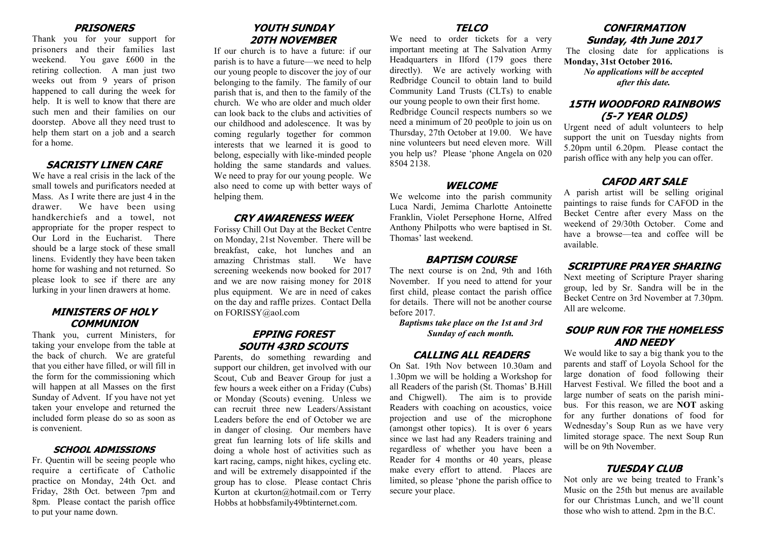## PRISONERS

Thank you for your support for prisoners and their families last weekend. You gave £600 in the retiring collection. A man just two weeks out from 9 years of prison happened to call during the week for help. It is well to know that there are such men and their families on our doorstep. Above all they need trust to help them start on a job and a search for a home.

## SACRISTY LINEN CARE

We have a real crisis in the lack of the small towels and purificators needed at Mass. As I write there are just 4 in the drawer. We have been using handkerchiefs and a towel, not appropriate for the proper respect to Our Lord in the Eucharist. There should be a large stock of these small linens. Evidently they have been taken home for washing and not returned. So please look to see if there are any lurking in your linen drawers at home.

## MINISTERS OF HOLY COMMUNION

Thank you, current Ministers, for taking your envelope from the table at the back of church. We are grateful that you either have filled, or will fill in the form for the commissioning which will happen at all Masses on the first Sunday of Advent. If you have not yet taken your envelope and returned the included form please do so as soon as is convenient.

## SCHOOL ADMISSIONS

Fr. Quentin will be seeing people who require a certificate of Catholic practice on Monday, 24th Oct. and Friday, 28th Oct. between 7pm and 8pm. Please contact the parish office to put your name down.

## YOUTH SUNDAY 20TH NOVEMBER

If our church is to have a future: if our parish is to have a future—we need to help our young people to discover the joy of our belonging to the family. The family of our parish that is, and then to the family of the church. We who are older and much older can look back to the clubs and activities of our childhood and adolescence. It was by coming regularly together for common interests that we learned it is good to belong, especially with like-minded people holding the same standards and values. We need to pray for our young people. We also need to come up with better ways of helping them.

## CRY AWARENESS WEEK

Forissy Chill Out Day at the Becket Centre on Monday, 21st November. There will be breakfast, cake, hot lunches and an amazing Christmas stall. We have screening weekends now booked for 2017 and we are now raising money for 2018 plus equipment. We are in need of cakes on the day and raffle prizes. Contact Della on FORISSY@aol.com

## EPPING FOREST SOUTH 43RD SCOUTS

Parents, do something rewarding and support our children, get involved with our Scout, Cub and Beaver Group for just a few hours a week either on a Friday (Cubs) or Monday (Scouts) evening. Unless we can recruit three new Leaders/Assistant Leaders before the end of October we are in danger of closing. Our members have great fun learning lots of life skills and doing a whole host of activities such as kart racing, camps, night hikes, cycling etc. and will be extremely disappointed if the group has to close. Please contact Chris Kurton at ckurton@hotmail.com or Terry Hobbs at hobbsfamily49btinternet.com.

## TELCO

We need to order tickets for a very important meeting at The Salvation Army Headquarters in Ilford (179 goes there directly). We are actively working with Redbridge Council to obtain land to build Community Land Trusts (CLTs) to enable our young people to own their first home. Redbridge Council respects numbers so we need a minimum of 20 peo0ple to join us on Thursday, 27th October at 19.00. We have nine volunteers but need eleven more. Will you help us? Please 'phone Angela on 020 8504 2138.

## WELCOME

We welcome into the parish community Luca Nardi, Jemima Charlotte Antoinette Franklin, Violet Persephone Horne, Alfred Anthony Philpotts who were baptised in St. Thomas' last weekend.

## BAPTISM COURSE

The next course is on 2nd, 9th and 16th November. If you need to attend for your first child, please contact the parish office for details. There will not be another course before 2017.

***Baptisms take place on the 1st and 3rd Sunday of each month.***

## CALLING ALL READERS

On Sat. 19th Nov between 10.30am and 1.30pm we will be holding a Workshop for all Readers of the parish (St. Thomas' B.Hill and Chigwell). The aim is to provide Readers with coaching on acoustics, voice projection and use of the microphone (amongst other topics). It is over 6 years since we last had any Readers training and regardless of whether you have been a Reader for 4 months or 40 years, please make every effort to attend. Places are limited, so please 'phone the parish office to secure your place.

## CONFIRMATION Sunday, 4th June 2017

The closing date for applications is **Monday, 31st October 2016.**

***No applications will be accepted after this date.***

## 15TH WOODFORD RAINBOWS (5-7 YEAR OLDS)

Urgent need of adult volunteers to help support the unit on Tuesday nights from 5.20pm until 6.20pm. Please contact the parish office with any help you can offer.

## CAFOD ART SALE

A parish artist will be selling original paintings to raise funds for CAFOD in the Becket Centre after every Mass on the weekend of 29/30th October. Come and have a browse—tea and coffee will be available.

## SCRIPTURE PRAYER SHARING

Next meeting of Scripture Prayer sharing group, led by Sr. Sandra will be in the Becket Centre on 3rd November at 7.30pm. All are welcome.

## SOUP RUN FOR THE HOMELESS AND NEEDY

We would like to say a big thank you to the parents and staff of Loyola School for the large donation of food following their Harvest Festival. We filled the boot and a large number of seats on the parish mini-bus. For this reason, we are **NOT** asking for any further donations of food for Wednesday's Soup Run as we have very limited storage space. The next Soup Run will be on 9th November.

## TUESDAY CLUB

Not only are we being treated to Frank's Music on the 25th but menus are available for our Christmas Lunch, and we'll count those who wish to attend. 2pm in the B.C.